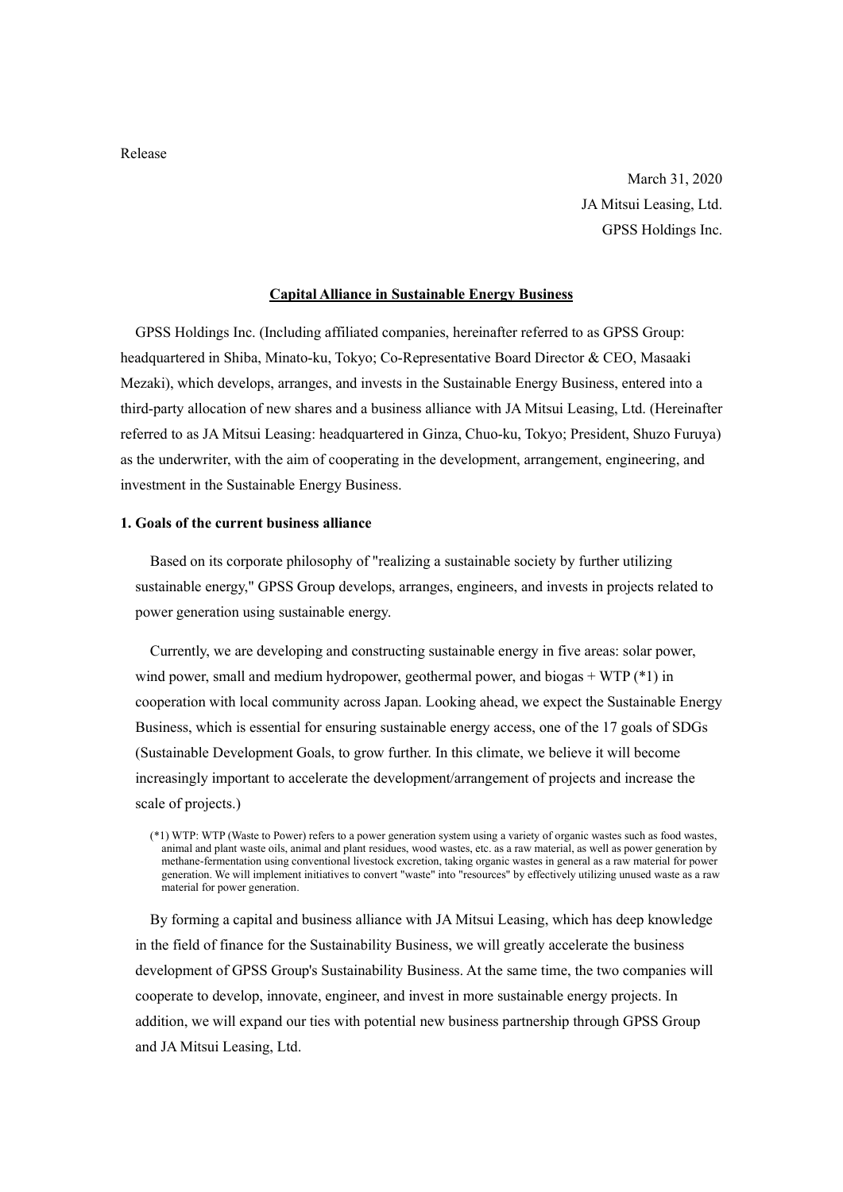Release

March 31, 2020
JA Mitsui Leasing, Ltd.
GPSS Holdings Inc.

**Capital Alliance in Sustainable Energy Business**

GPSS Holdings Inc. (Including affiliated companies, hereinafter referred to as GPSS Group: headquartered in Shiba, Minato-ku, Tokyo; Co-Representative Board Director & CEO, Masaaki Mezaki), which develops, arranges, and invests in the Sustainable Energy Business, entered into a third-party allocation of new shares and a business alliance with JA Mitsui Leasing, Ltd. (Hereinafter referred to as JA Mitsui Leasing: headquartered in Ginza, Chuo-ku, Tokyo; President, Shuzo Furuya) as the underwriter, with the aim of cooperating in the development, arrangement, engineering, and investment in the Sustainable Energy Business.

**1. Goals of the current business alliance**

Based on its corporate philosophy of "realizing a sustainable society by further utilizing sustainable energy," GPSS Group develops, arranges, engineers, and invests in projects related to power generation using sustainable energy.

Currently, we are developing and constructing sustainable energy in five areas: solar power, wind power, small and medium hydropower, geothermal power, and biogas + WTP (*1) in cooperation with local community across Japan. Looking ahead, we expect the Sustainable Energy Business, which is essential for ensuring sustainable energy access, one of the 17 goals of SDGs (Sustainable Development Goals, to grow further. In this climate, we believe it will become increasingly important to accelerate the development/arrangement of projects and increase the scale of projects.)

(*1) WTP: WTP (Waste to Power) refers to a power generation system using a variety of organic wastes such as food wastes, animal and plant waste oils, animal and plant residues, wood wastes, etc. as a raw material, as well as power generation by methane-fermentation using conventional livestock excretion, taking organic wastes in general as a raw material for power generation. We will implement initiatives to convert "waste" into "resources" by effectively utilizing unused waste as a raw material for power generation.

By forming a capital and business alliance with JA Mitsui Leasing, which has deep knowledge in the field of finance for the Sustainability Business, we will greatly accelerate the business development of GPSS Group's Sustainability Business. At the same time, the two companies will cooperate to develop, innovate, engineer, and invest in more sustainable energy projects. In addition, we will expand our ties with potential new business partnership through GPSS Group and JA Mitsui Leasing, Ltd.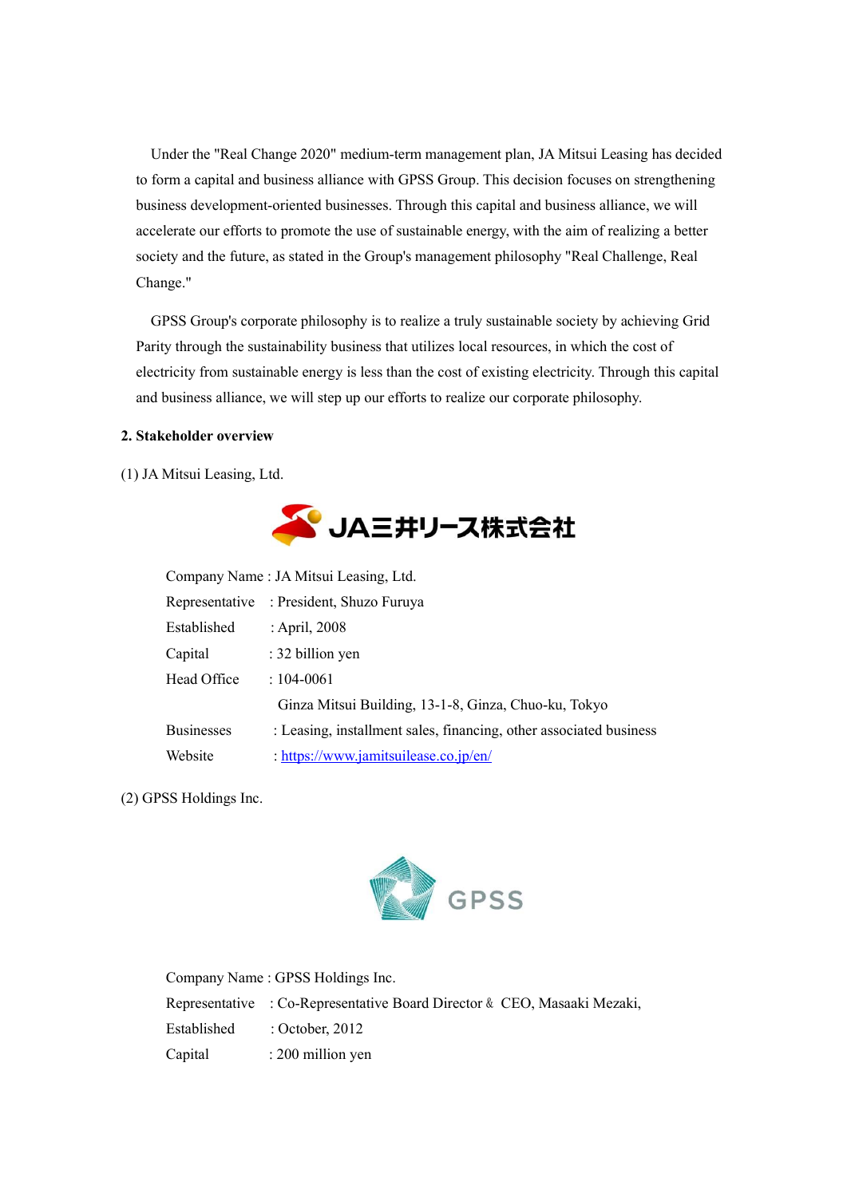Under the "Real Change 2020" medium-term management plan, JA Mitsui Leasing has decided to form a capital and business alliance with GPSS Group. This decision focuses on strengthening business development-oriented businesses. Through this capital and business alliance, we will accelerate our efforts to promote the use of sustainable energy, with the aim of realizing a better society and the future, as stated in the Group's management philosophy "Real Challenge, Real Change."

GPSS Group's corporate philosophy is to realize a truly sustainable society by achieving Grid Parity through the sustainability business that utilizes local resources, in which the cost of electricity from sustainable energy is less than the cost of existing electricity. Through this capital and business alliance, we will step up our efforts to realize our corporate philosophy.

**2. Stakeholder overview**

(1) JA Mitsui Leasing, Ltd.

JA三井リース株式会社

Company Name : JA Mitsui Leasing, Ltd.
Representative : President, Shuzo Furuya
Established : April, 2008
Capital : 32 billion yen
Head Office : 104-0061
Ginza Mitsui Building, 13-1-8, Ginza, Chuo-ku, Tokyo
Businesses : Leasing, installment sales, financing, other associated business
Website : [https://www.jamitsuilease.co.jp/en/](https://www.jamitsuilease.co.jp/en/)

(2) GPSS Holdings Inc.

GPSS

Company Name : GPSS Holdings Inc.
Representative : Co-Representative Board Director & CEO, Masaaki Mezaki,
Established : October, 2012
Capital : 200 million yen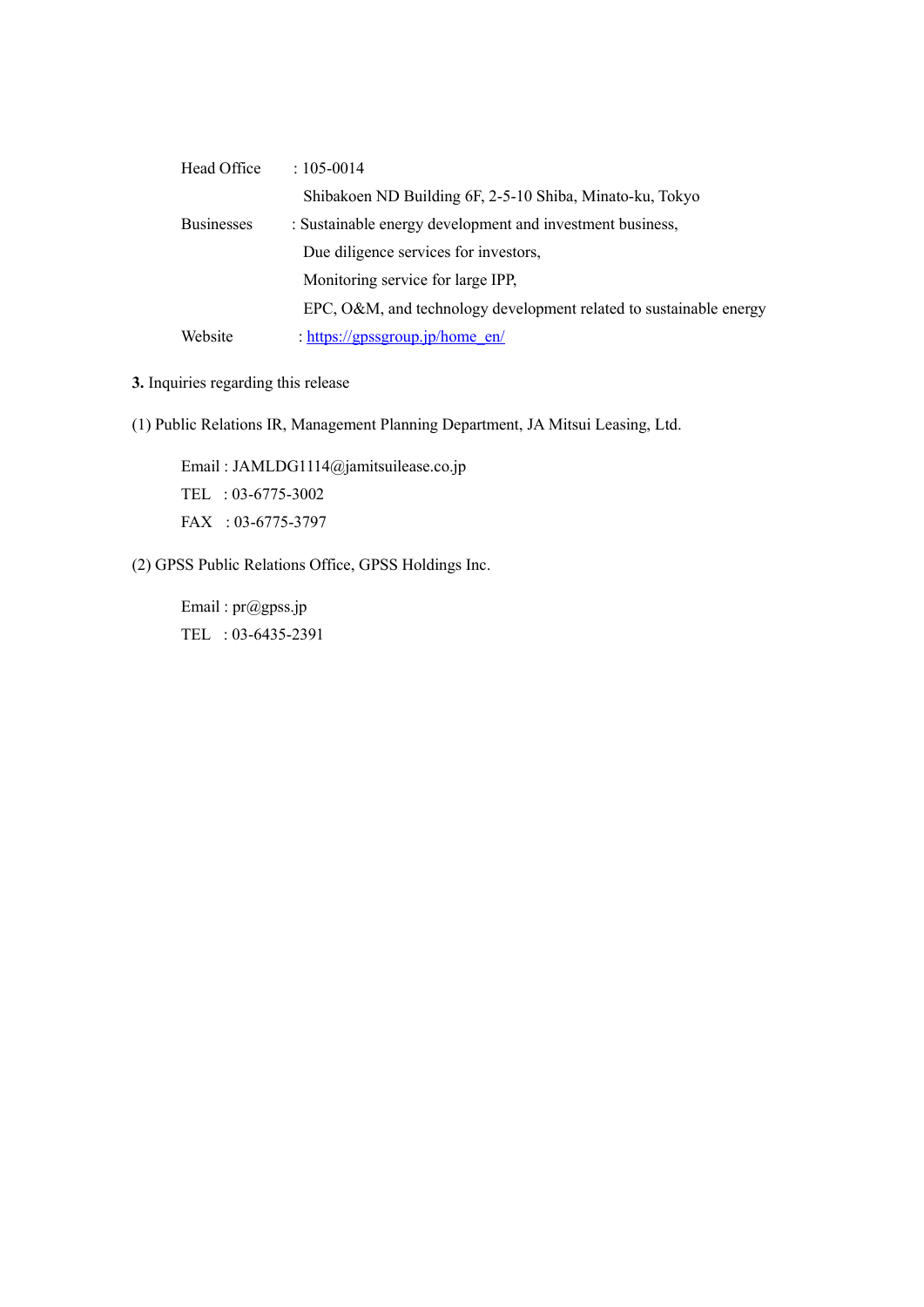Head Office : 105-0014

Shibakoen ND Building 6F, 2-5-10 Shiba, Minato-ku, Tokyo

Businesses : Sustainable energy development and investment business,

Due diligence services for investors,

Monitoring service for large IPP,

EPC, O&M, and technology development related to sustainable energy

Website : https://gpssgroup.jp/home_en/

**3.** Inquiries regarding this release

(1) Public Relations IR, Management Planning Department, JA Mitsui Leasing, Ltd.

Email : JAMLDG1114@jamitsuilease.co.jp

TEL : 03-6775-3002

FAX : 03-6775-3797

(2) GPSS Public Relations Office, GPSS Holdings Inc.

Email : pr@gpss.jp

TEL : 03-6435-2391